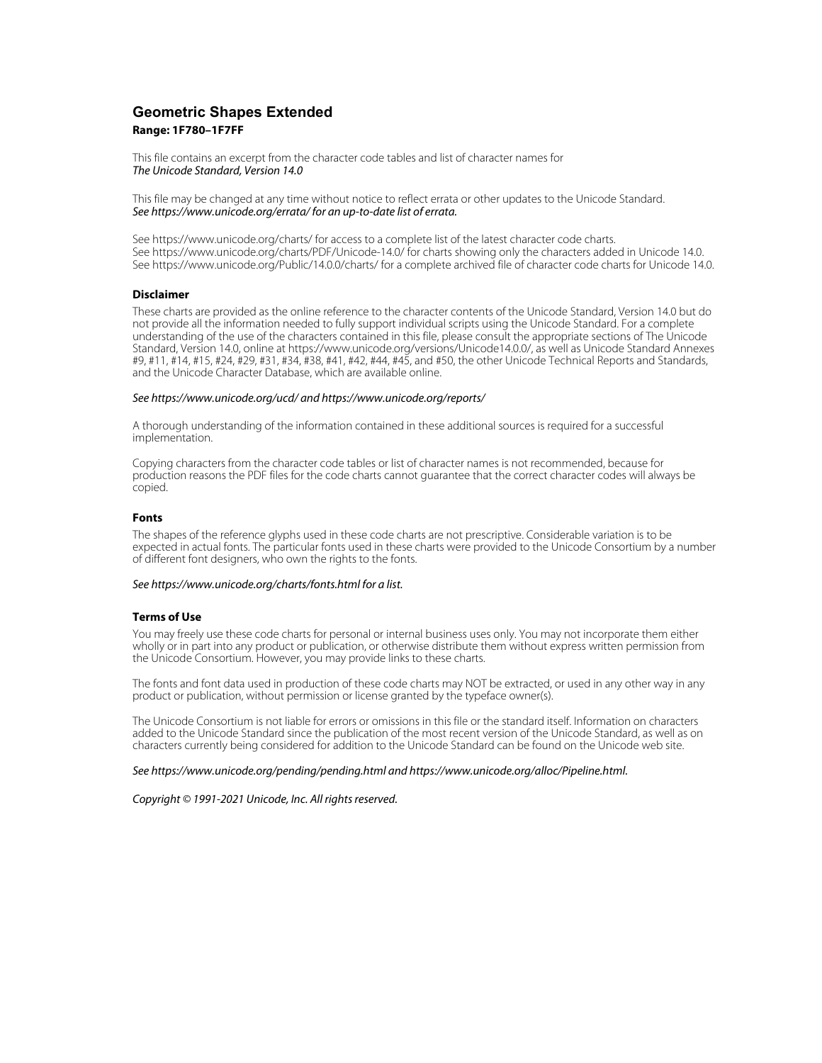# Geometric Shapes Extended

**Range: 1F780–1F7FF**

This file contains an excerpt from the character code tables and list of character names for
*The Unicode Standard, Version 14.0*

This file may be changed at any time without notice to reflect errata or other updates to the Unicode Standard.
*See https://www.unicode.org/errata/ for an up-to-date list of errata.*

See https://www.unicode.org/charts/ for access to a complete list of the latest character code charts.
See https://www.unicode.org/charts/PDF/Unicode-14.0/ for charts showing only the characters added in Unicode 14.0.
See https://www.unicode.org/Public/14.0.0/charts/ for a complete archived file of character code charts for Unicode 14.0.

### Disclaimer

These charts are provided as the online reference to the character contents of the Unicode Standard, Version 14.0 but do not provide all the information needed to fully support individual scripts using the Unicode Standard. For a complete understanding of the use of the characters contained in this file, please consult the appropriate sections of The Unicode Standard, Version 14.0, online at https://www.unicode.org/versions/Unicode14.0.0/, as well as Unicode Standard Annexes #9, #11, #14, #15, #24, #29, #31, #34, #38, #41, #42, #44, #45, and #50, the other Unicode Technical Reports and Standards, and the Unicode Character Database, which are available online.

*See https://www.unicode.org/ucd/ and https://www.unicode.org/reports/*

A thorough understanding of the information contained in these additional sources is required for a successful implementation.

Copying characters from the character code tables or list of character names is not recommended, because for production reasons the PDF files for the code charts cannot guarantee that the correct character codes will always be copied.

### Fonts

The shapes of the reference glyphs used in these code charts are not prescriptive. Considerable variation is to be expected in actual fonts. The particular fonts used in these charts were provided to the Unicode Consortium by a number of different font designers, who own the rights to the fonts.

*See https://www.unicode.org/charts/fonts.html for a list.*

### Terms of Use

You may freely use these code charts for personal or internal business uses only. You may not incorporate them either wholly or in part into any product or publication, or otherwise distribute them without express written permission from the Unicode Consortium. However, you may provide links to these charts.

The fonts and font data used in production of these code charts may NOT be extracted, or used in any other way in any product or publication, without permission or license granted by the typeface owner(s).

The Unicode Consortium is not liable for errors or omissions in this file or the standard itself. Information on characters added to the Unicode Standard since the publication of the most recent version of the Unicode Standard, as well as on characters currently being considered for addition to the Unicode Standard can be found on the Unicode web site.

*See https://www.unicode.org/pending/pending.html and https://www.unicode.org/alloc/Pipeline.html.*

*Copyright © 1991-2021 Unicode, Inc. All rights reserved.*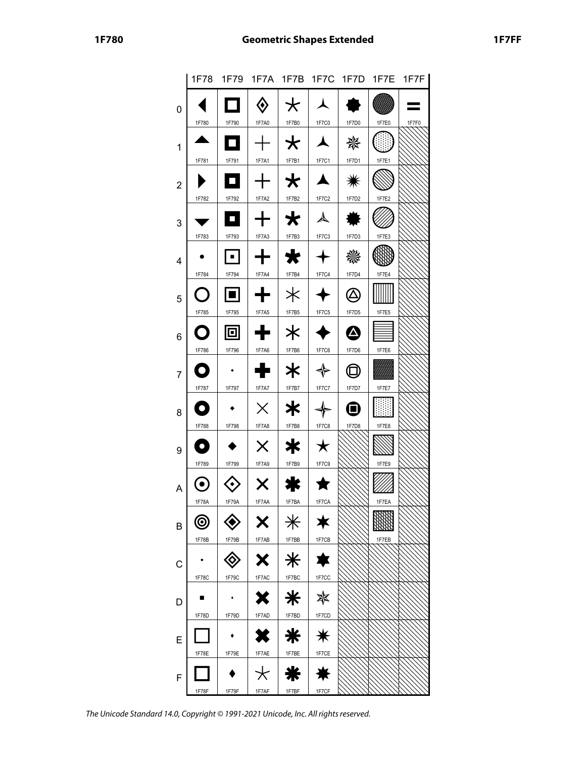| | 1F78 | 1F79 | 1F7A | 1F7B | 1F7C | 1F7D | 1F7E | 1F7F |
|---|---|---|---|---|---|---|---|---|
| 0 | 1F780 | 1F790 | 1F7A0 | 1F7B0 | 1F7C0 | 1F7D0 | 1F7E0 | 1F7F0 |
| 1 | 1F781 | 1F791 | 1F7A1 | 1F7B1 | 1F7C1 | 1F7D1 | 1F7E1 | |
| 2 | 1F782 | 1F792 | 1F7A2 | 1F7B2 | 1F7C2 | 1F7D2 | 1F7E2 | |
| 3 | 1F783 | 1F793 | 1F7A3 | 1F7B3 | 1F7C3 | 1F7D3 | 1F7E3 | |
| 4 | 1F784 | 1F794 | 1F7A4 | 1F7B4 | 1F7C4 | 1F7D4 | 1F7E4 | |
| 5 | 1F785 | 1F795 | 1F7A5 | 1F7B5 | 1F7C5 | 1F7D5 | 1F7E5 | |
| 6 | 1F786 | 1F796 | 1F7A6 | 1F7B6 | 1F7C6 | 1F7D6 | 1F7E6 | |
| 7 | 1F787 | 1F797 | 1F7A7 | 1F7B7 | 1F7C7 | 1F7D7 | 1F7E7 | |
| 8 | 1F788 | 1F798 | 1F7A8 | 1F7B8 | 1F7C8 | 1F7D8 | 1F7E8 | |
| 9 | 1F789 | 1F799 | 1F7A9 | 1F7B9 | 1F7C9 | | 1F7E9 | |
| A | 1F78A | 1F79A | 1F7AA | 1F7BA | 1F7CA | | 1F7EA | |
| B | 1F78B | 1F79B | 1F7AB | 1F7BB | 1F7CB | | 1F7EB | |
| C | 1F78C | 1F79C | 1F7AC | 1F7BC | 1F7CC | | | |
| D | 1F78D | 1F79D | 1F7AD | 1F7BD | 1F7CD | | | |
| E | 1F78E | 1F79E | 1F7AE | 1F7BE | 1F7CE | | | |
| F | 1F78F | 1F79F | 1F7AF | 1F7BF | 1F7CF | | | |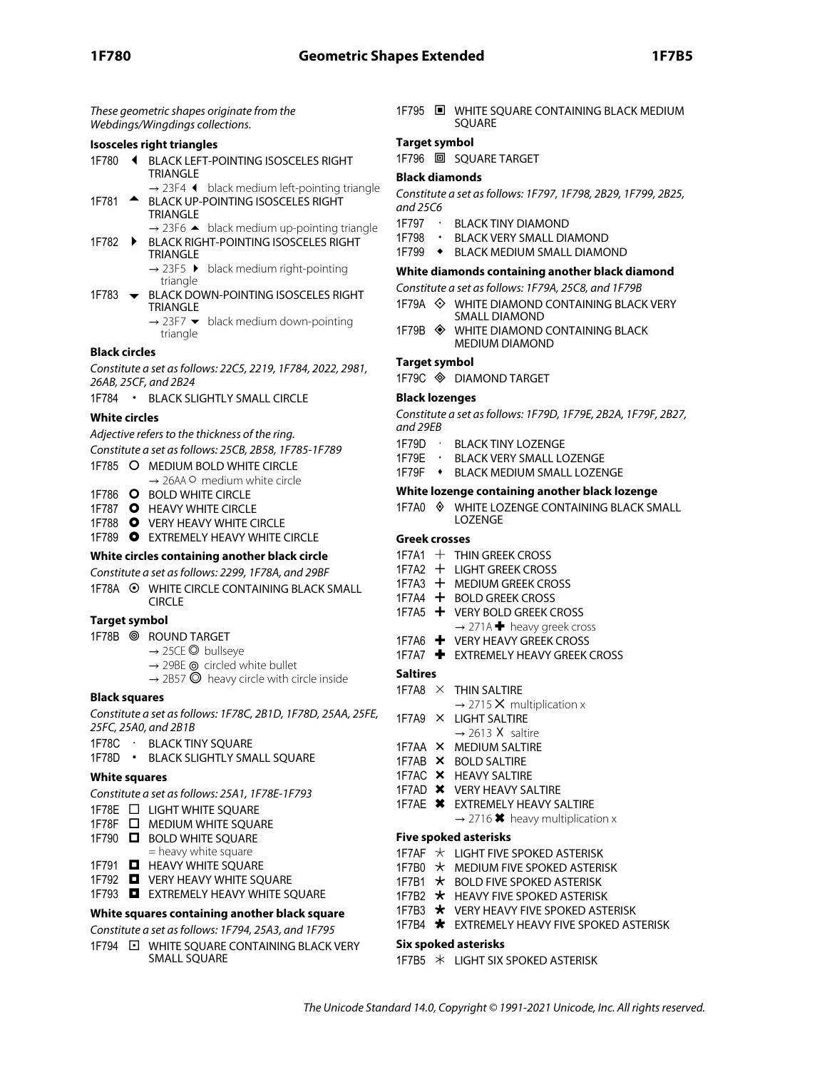*These geometric shapes originate from the Webdings/Wingdings collections.*

### Isosceles right triangles

- 1F780 🞀 BLACK LEFT-POINTING ISOSCELES RIGHT TRIANGLE
  - → 23F4 ⏴ black medium left-pointing triangle
- 1F781 🞁 BLACK UP-POINTING ISOSCELES RIGHT TRIANGLE
  - → 23F6 ⏶ black medium up-pointing triangle
- 1F782 🞂 BLACK RIGHT-POINTING ISOSCELES RIGHT TRIANGLE
  - → 23F5 ⏵ black medium right-pointing triangle
- 1F783 🞃 BLACK DOWN-POINTING ISOSCELES RIGHT TRIANGLE
  - → 23F7 ⏷ black medium down-pointing triangle

### Black circles

*Constitute a set as follows: 22C5, 2219, 1F784, 2022, 2981, 26AB, 25CF, and 2B24*

- 1F784 🞄 BLACK SLIGHTLY SMALL CIRCLE

### White circles

*Adjective refers to the thickness of the ring.*

*Constitute a set as follows: 25CB, 2B58, 1F785-1F789*

- 1F785 🞅 MEDIUM BOLD WHITE CIRCLE
  - → 26AA ⚪ medium white circle
- 1F786 🞆 BOLD WHITE CIRCLE
- 1F787 🞇 HEAVY WHITE CIRCLE
- 1F788 🞈 VERY HEAVY WHITE CIRCLE
- 1F789 🞉 EXTREMELY HEAVY WHITE CIRCLE

### White circles containing another black circle

*Constitute a set as follows: 2299, 1F78A, and 29BF*

- 1F78A 🞊 WHITE CIRCLE CONTAINING BLACK SMALL CIRCLE

### Target symbol

- 1F78B 🞋 ROUND TARGET
  - → 25CE ◎ bullseye
  - → 29BE ⦾ circled white bullet
  - → 2B57 ⭗ heavy circle with circle inside

### Black squares

*Constitute a set as follows: 1F78C, 2B1D, 1F78D, 25AA, 25FE, 25FC, 25A0, and 2B1B*

- 1F78C 🞌 BLACK TINY SQUARE
- 1F78D 🞍 BLACK SLIGHTLY SMALL SQUARE

### White squares

*Constitute a set as follows: 25A1, 1F78E-1F793*

- 1F78E 🞎 LIGHT WHITE SQUARE
- 1F78F 🞏 MEDIUM WHITE SQUARE
- 1F790 🞐 BOLD WHITE SQUARE
  - = heavy white square
- 1F791 🞑 HEAVY WHITE SQUARE
- 1F792 🞒 VERY HEAVY WHITE SQUARE
- 1F793 🞓 EXTREMELY HEAVY WHITE SQUARE

### White squares containing another black square

*Constitute a set as follows: 1F794, 25A3, and 1F795*

- 1F794 🞔 WHITE SQUARE CONTAINING BLACK VERY SMALL SQUARE
- 1F795 🞕 WHITE SQUARE CONTAINING BLACK MEDIUM SQUARE

### Target symbol

- 1F796 🞖 SQUARE TARGET

### Black diamonds

*Constitute a set as follows: 1F797, 1F798, 2B29, 1F799, 2B25, and 25C6*

- 1F797 🞗 BLACK TINY DIAMOND
- 1F798 🞘 BLACK VERY SMALL DIAMOND
- 1F799 🞙 BLACK MEDIUM SMALL DIAMOND

### White diamonds containing another black diamond

*Constitute a set as follows: 1F79A, 25C8, and 1F79B*

- 1F79A 🞚 WHITE DIAMOND CONTAINING BLACK VERY SMALL DIAMOND
- 1F79B 🞛 WHITE DIAMOND CONTAINING BLACK MEDIUM DIAMOND

### Target symbol

- 1F79C 🞜 DIAMOND TARGET

### Black lozenges

*Constitute a set as follows: 1F79D, 1F79E, 2B2A, 1F79F, 2B27, and 29EB*

- 1F79D 🞝 BLACK TINY LOZENGE
- 1F79E 🞞 BLACK VERY SMALL LOZENGE
- 1F79F 🞟 BLACK MEDIUM SMALL LOZENGE

### White lozenge containing another black lozenge

- 1F7A0 🞠 WHITE LOZENGE CONTAINING BLACK SMALL LOZENGE

### Greek crosses

- 1F7A1 🞡 THIN GREEK CROSS
- 1F7A2 🞢 LIGHT GREEK CROSS
- 1F7A3 🞣 MEDIUM GREEK CROSS
- 1F7A4 🞤 BOLD GREEK CROSS
- 1F7A5 🞥 VERY BOLD GREEK CROSS
  - → 271A ✚ heavy greek cross
- 1F7A6 🞦 VERY HEAVY GREEK CROSS
- 1F7A7 🞧 EXTREMELY HEAVY GREEK CROSS

### Saltires

- 1F7A8 🞨 THIN SALTIRE
  - → 2715 ✕ multiplication x
- 1F7A9 🞩 LIGHT SALTIRE
  - → 2613 ☓ saltire
- 1F7AA 🞪 MEDIUM SALTIRE
- 1F7AB 🞫 BOLD SALTIRE
- 1F7AC 🞬 HEAVY SALTIRE
- 1F7AD 🞭 VERY HEAVY SALTIRE
- 1F7AE 🞮 EXTREMELY HEAVY SALTIRE
  - → 2716 ✖ heavy multiplication x

### Five spoked asterisks

- 1F7AF 🞯 LIGHT FIVE SPOKED ASTERISK
- 1F7B0 🞰 MEDIUM FIVE SPOKED ASTERISK
- 1F7B1 🞱 BOLD FIVE SPOKED ASTERISK
- 1F7B2 🞲 HEAVY FIVE SPOKED ASTERISK
- 1F7B3 🞳 VERY HEAVY FIVE SPOKED ASTERISK
- 1F7B4 🞴 EXTREMELY HEAVY FIVE SPOKED ASTERISK

### Six spoked asterisks

- 1F7B5 🞵 LIGHT SIX SPOKED ASTERISK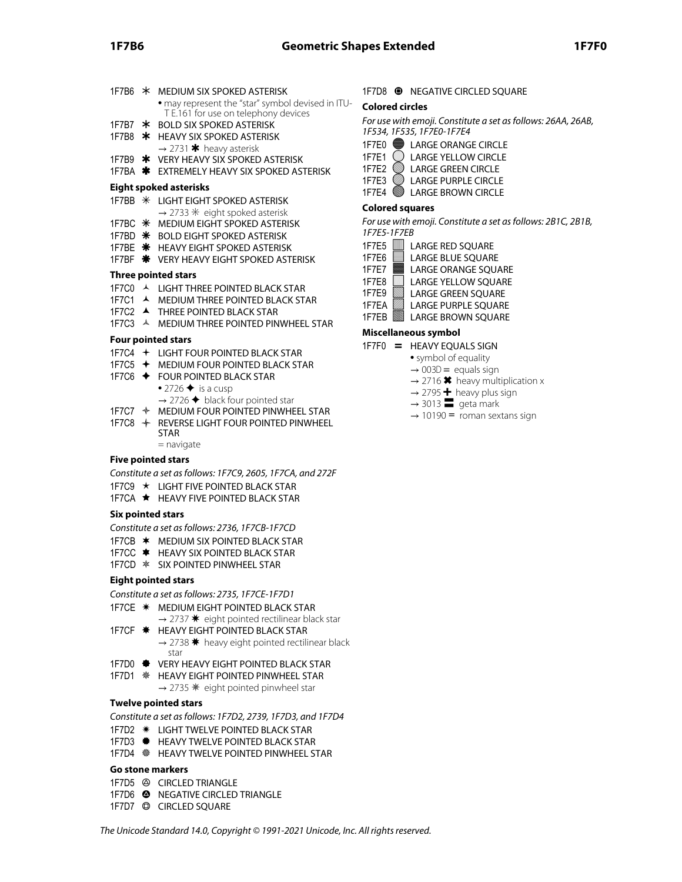1F7B6 🞶 MEDIUM SIX SPOKED ASTERISK
- may represent the "star" symbol devised in ITU-T E.161 for use on telephony devices

1F7B7 🞷 BOLD SIX SPOKED ASTERISK

1F7B8 🞸 HEAVY SIX SPOKED ASTERISK
→ 2731 ✱ heavy asterisk

1F7B9 🞹 VERY HEAVY SIX SPOKED ASTERISK

1F7BA 🞺 EXTREMELY HEAVY SIX SPOKED ASTERISK

### Eight spoked asterisks

1F7BB 🞻 LIGHT EIGHT SPOKED ASTERISK
→ 2733 ✳ eight spoked asterisk

1F7BC 🞼 MEDIUM EIGHT SPOKED ASTERISK

1F7BD 🞽 BOLD EIGHT SPOKED ASTERISK

1F7BE 🞾 HEAVY EIGHT SPOKED ASTERISK

1F7BF 🞿 VERY HEAVY EIGHT SPOKED ASTERISK

### Three pointed stars

1F7C0 🟀 LIGHT THREE POINTED BLACK STAR

1F7C1 🟁 MEDIUM THREE POINTED BLACK STAR

1F7C2 🟂 THREE POINTED BLACK STAR

1F7C3 🟃 MEDIUM THREE POINTED PINWHEEL STAR

### Four pointed stars

1F7C4 🟄 LIGHT FOUR POINTED BLACK STAR

1F7C5 🟅 MEDIUM FOUR POINTED BLACK STAR

1F7C6 🟆 FOUR POINTED BLACK STAR
- 2726 ✦ is a cusp
→ 2726 ✦ black four pointed star

1F7C7 🟇 MEDIUM FOUR POINTED PINWHEEL STAR

1F7C8 🟈 REVERSE LIGHT FOUR POINTED PINWHEEL STAR
= navigate

### Five pointed stars

*Constitute a set as follows: 1F7C9, 2605, 1F7CA, and 272F*

1F7C9 🟉 LIGHT FIVE POINTED BLACK STAR

1F7CA 🟊 HEAVY FIVE POINTED BLACK STAR

### Six pointed stars

*Constitute a set as follows: 2736, 1F7CB-1F7CD*

1F7CB 🟋 MEDIUM SIX POINTED BLACK STAR

1F7CC 🟌 HEAVY SIX POINTED BLACK STAR

1F7CD 🟍 SIX POINTED PINWHEEL STAR

### Eight pointed stars

*Constitute a set as follows: 2735, 1F7CE-1F7D1*

1F7CE 🟎 MEDIUM EIGHT POINTED BLACK STAR
→ 2737 ✷ eight pointed rectilinear black star

1F7CF 🟏 HEAVY EIGHT POINTED BLACK STAR
→ 2738 ✸ heavy eight pointed rectilinear black star

1F7D0 🟐 VERY HEAVY EIGHT POINTED BLACK STAR

1F7D1 🟑 HEAVY EIGHT POINTED PINWHEEL STAR
→ 2735 ✵ eight pointed pinwheel star

### Twelve pointed stars

*Constitute a set as follows: 1F7D2, 2739, 1F7D3, and 1F7D4*

1F7D2 🟒 LIGHT TWELVE POINTED BLACK STAR

1F7D3 🟓 HEAVY TWELVE POINTED BLACK STAR

1F7D4 🟔 HEAVY TWELVE POINTED PINWHEEL STAR

### Go stone markers

1F7D5 🟕 CIRCLED TRIANGLE

1F7D6 🟖 NEGATIVE CIRCLED TRIANGLE

1F7D7 🟗 CIRCLED SQUARE

1F7D8 🟘 NEGATIVE CIRCLED SQUARE

### Colored circles

*For use with emoji. Constitute a set as follows: 26AA, 26AB, 1F534, 1F535, 1F7E0-1F7E4*

1F7E0 🟠 LARGE ORANGE CIRCLE

1F7E1 🟡 LARGE YELLOW CIRCLE

1F7E2 🟢 LARGE GREEN CIRCLE

1F7E3 🟣 LARGE PURPLE CIRCLE

1F7E4 🟤 LARGE BROWN CIRCLE

### Colored squares

*For use with emoji. Constitute a set as follows: 2B1C, 2B1B, 1F7E5-1F7EB*

1F7E5 🟥 LARGE RED SQUARE

1F7E6 🟦 LARGE BLUE SQUARE

1F7E7 🟧 LARGE ORANGE SQUARE

1F7E8 🟨 LARGE YELLOW SQUARE

1F7E9 🟩 LARGE GREEN SQUARE

1F7EA 🟪 LARGE PURPLE SQUARE

1F7EB 🟫 LARGE BROWN SQUARE

### Miscellaneous symbol

1F7F0 🟰 HEAVY EQUALS SIGN
- symbol of equality
→ 003D = equals sign
→ 2716 ✖ heavy multiplication x
→ 2795 ➕ heavy plus sign
→ 3013 〓 geta mark
→ 10190 𐆐 roman sextans sign